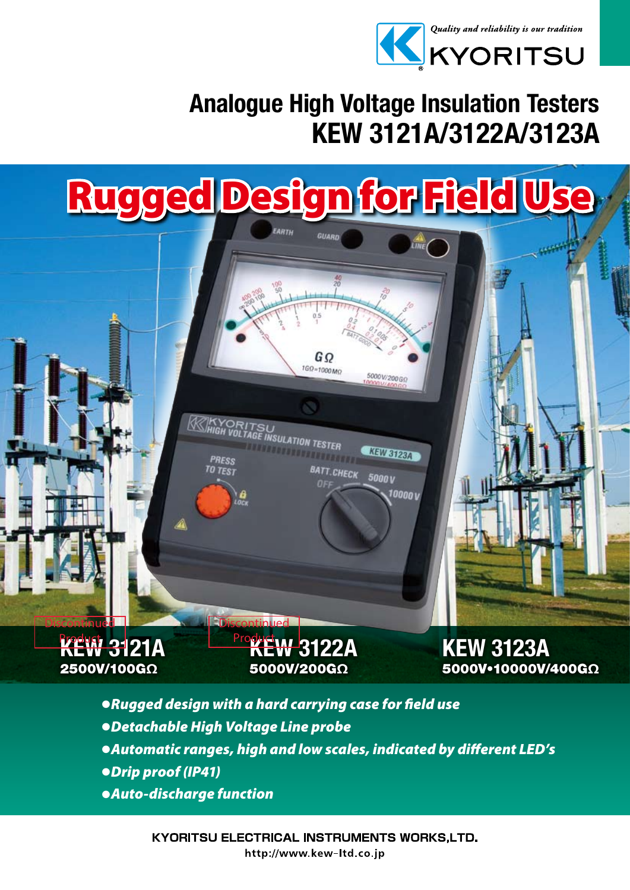*Quality and reliability is our tradition*

KYORITSU

# Analogue High Voltage Insulation Testers
# KEW 3121A/3122A/3123A

## Rugged Design for Field Use

Discontinued Product

**KEW 3121A**
**2500V/100GΩ**

Discontinued Product

**KEW 3122A**
**5000V/200GΩ**

**KEW 3123A**
**5000V•10000V/400GΩ**

- ***Rugged design with a hard carrying case for field use***
- ***Detachable High Voltage Line probe***
- ***Automatic ranges, high and low scales, indicated by different LED's***
- ***Drip proof (IP41)***
- ***Auto-discharge function***

**KYORITSU ELECTRICAL INSTRUMENTS WORKS,LTD.**
http://www.kew-ltd.co.jp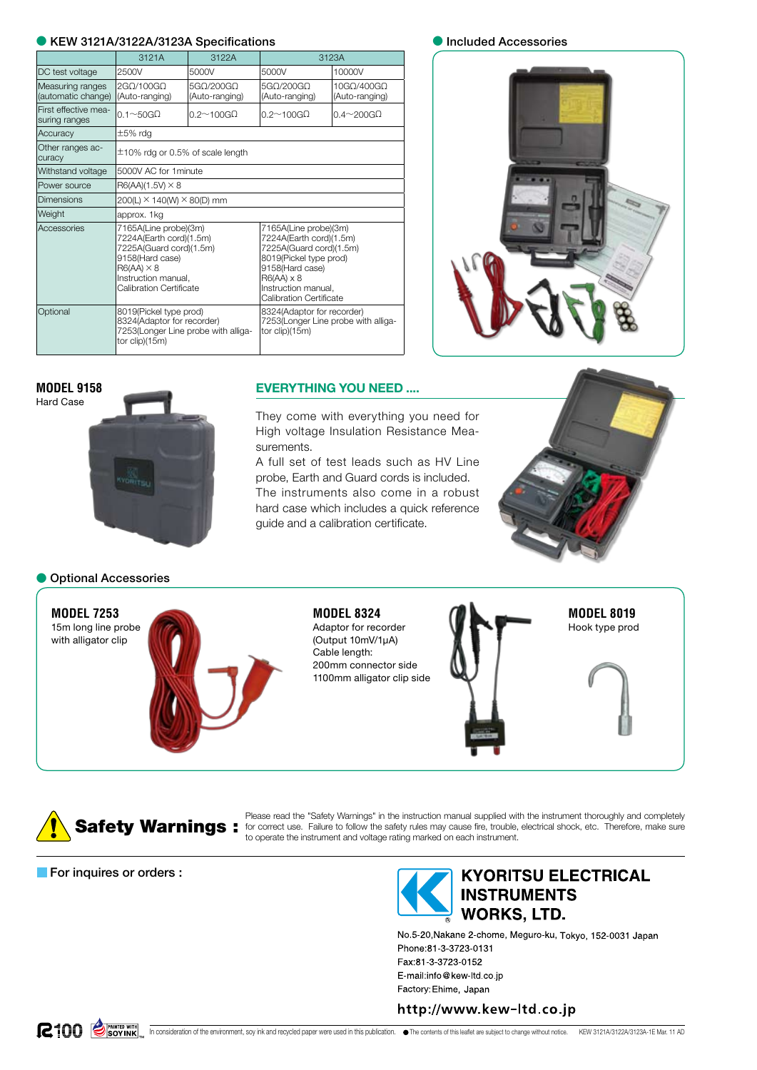## KEW 3121A/3122A/3123A Specifications

| | 3121A | 3122A | 3123A | |
|---|---|---|---|---|
| DC test voltage | 2500V | 5000V | 5000V | 10000V |
| Measuring ranges (automatic change) | 2GΩ/100GΩ (Auto-ranging) | 5GΩ/200GΩ (Auto-ranging) | 5GΩ/200GΩ (Auto-ranging) | 10GΩ/400GΩ (Auto-ranging) |
| First effective measuring ranges | 0.1〜50GΩ | 0.2〜100GΩ | 0.2〜100GΩ | 0.4〜200GΩ |
| Accuracy | ±5% rdg | | | |
| Other ranges accuracy | ±10% rdg or 0.5% of scale length | | | |
| Withstand voltage | 5000V AC for 1minute | | | |
| Power source | R6(AA)(1.5V) × 8 | | | |
| Dimensions | 200(L) × 140(W) × 80(D) mm | | | |
| Weight | approx. 1kg | | | |
| Accessories | 7165A(Line probe)(3m)<br>7224A(Earth cord)(1.5m)<br>7225A(Guard cord)(1.5m)<br>9158(Hard case)<br>R6(AA) × 8<br>Instruction manual,<br>Calibration Certificate | | 7165A(Line probe)(3m)<br>7224A(Earth cord)(1.5m)<br>7225A(Guard cord)(1.5m)<br>8019(Pickel type prod)<br>9158(Hard case)<br>R6(AA) x 8<br>Instruction manual,<br>Calibration Certificate | |
| Optional | 8019(Pickel type prod)<br>8324(Adaptor for recorder)<br>7253(Longer Line probe with alligator clip)(15m) | | 8324(Adaptor for recorder)<br>7253(Longer Line probe with alligator clip)(15m) | |

## Included Accessories

**MODEL 9158**
Hard Case

## EVERYTHING YOU NEED ....

They come with everything you need for High voltage Insulation Resistance Measurements.
A full set of test leads such as HV Line probe, Earth and Guard cords is included.
The instruments also come in a robust hard case which includes a quick reference guide and a calibration certificate.

## Optional Accessories

**MODEL 7253**
15m long line probe with alligator clip

**MODEL 8324**
Adaptor for recorder
(Output 10mV/1μA)
Cable length:
200mm connector side
1100mm alligator clip side

**MODEL 8019**
Hook type prod

**Safety Warnings :** Please read the "Safety Warnings" in the instruction manual supplied with the instrument thoroughly and completely for correct use. Failure to follow the safety rules may cause fire, trouble, electrical shock, etc. Therefore, make sure to operate the instrument and voltage rating marked on each instrument.

For inquires or orders :

**KYORITSU ELECTRICAL INSTRUMENTS WORKS, LTD.**

No.5-20,Nakane 2-chome, Meguro-ku, Tokyo, 152-0031 Japan
Phone:81-3-3723-0131
Fax:81-3-3723-0152
E-mail:info@kew-ltd.co.jp
Factory:Ehime, Japan

http://www.kew-ltd.co.jp

In consideration of the environment, soy ink and recycled paper were used in this publication. ● The contents of this leaflet are subject to change without notice. KEW 3121A/3122A/3123A-1E Mar. 11 AD